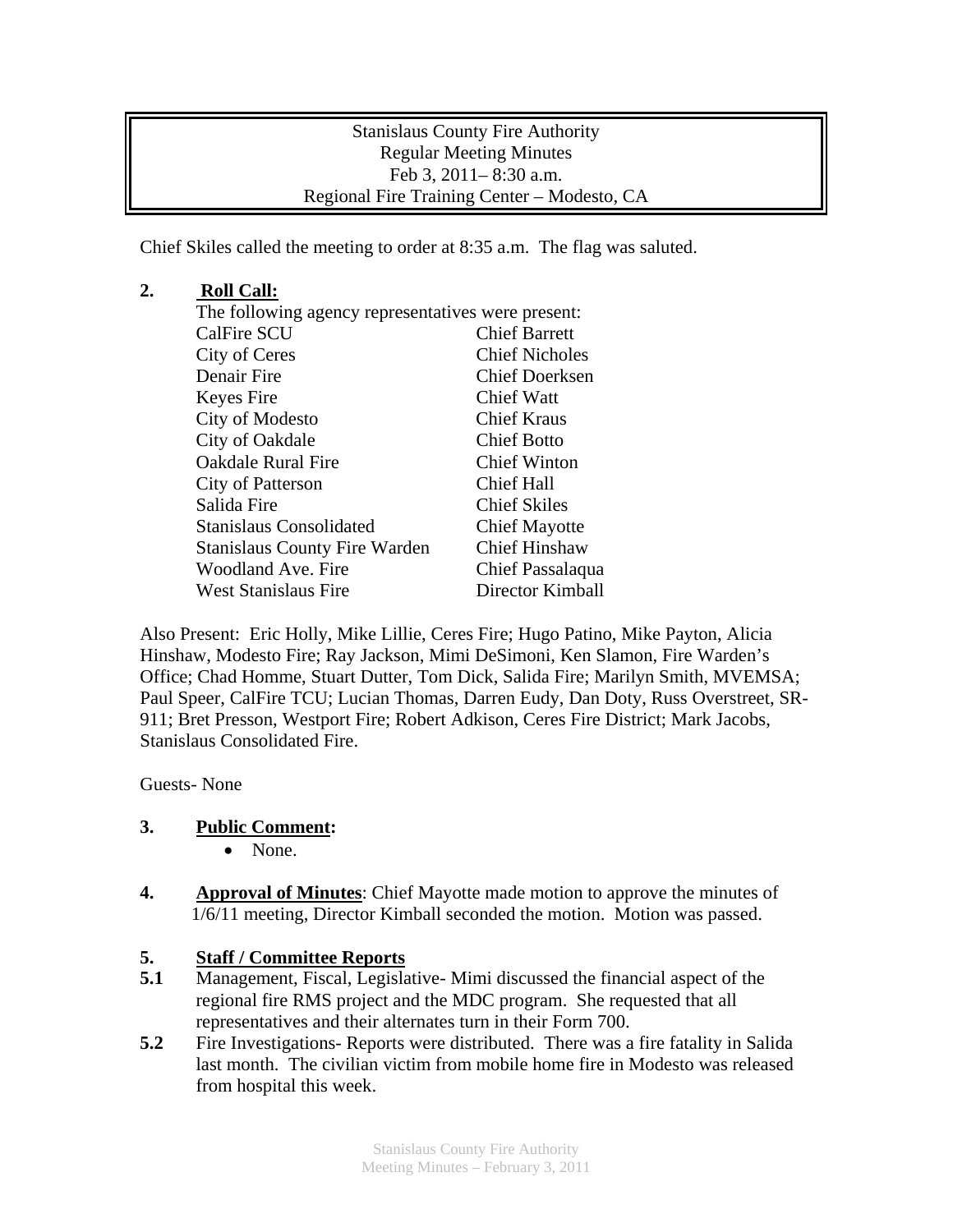Stanislaus County Fire Authority
Regular Meeting Minutes
Feb 3, 2011– 8:30 a.m.
Regional Fire Training Center – Modesto, CA

Chief Skiles called the meeting to order at 8:35 a.m. The flag was saluted.

**2. Roll Call:**

The following agency representatives were present:

| | |
|---|---|
| CalFire SCU | Chief Barrett |
| City of Ceres | Chief Nicholes |
| Denair Fire | Chief Doerksen |
| Keyes Fire | Chief Watt |
| City of Modesto | Chief Kraus |
| City of Oakdale | Chief Botto |
| Oakdale Rural Fire | Chief Winton |
| City of Patterson | Chief Hall |
| Salida Fire | Chief Skiles |
| Stanislaus Consolidated | Chief Mayotte |
| Stanislaus County Fire Warden | Chief Hinshaw |
| Woodland Ave. Fire | Chief Passalaqua |
| West Stanislaus Fire | Director Kimball |

Also Present: Eric Holly, Mike Lillie, Ceres Fire; Hugo Patino, Mike Payton, Alicia Hinshaw, Modesto Fire; Ray Jackson, Mimi DeSimoni, Ken Slamon, Fire Warden's Office; Chad Homme, Stuart Dutter, Tom Dick, Salida Fire; Marilyn Smith, MVEMSA; Paul Speer, CalFire TCU; Lucian Thomas, Darren Eudy, Dan Doty, Russ Overstreet, SR-911; Bret Presson, Westport Fire; Robert Adkison, Ceres Fire District; Mark Jacobs, Stanislaus Consolidated Fire.

Guests- None

**3. Public Comment:**

- None.

**4. Approval of Minutes**: Chief Mayotte made motion to approve the minutes of 1/6/11 meeting, Director Kimball seconded the motion. Motion was passed.

**5. Staff / Committee Reports**

**5.1** Management, Fiscal, Legislative- Mimi discussed the financial aspect of the regional fire RMS project and the MDC program. She requested that all representatives and their alternates turn in their Form 700.

**5.2** Fire Investigations- Reports were distributed. There was a fire fatality in Salida last month. The civilian victim from mobile home fire in Modesto was released from hospital this week.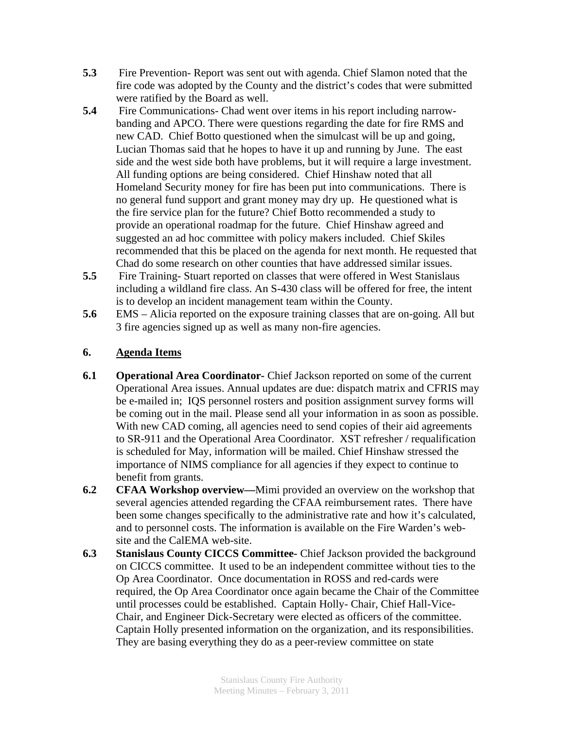**5.3** Fire Prevention- Report was sent out with agenda. Chief Slamon noted that the fire code was adopted by the County and the district's codes that were submitted were ratified by the Board as well.

**5.4** Fire Communications- Chad went over items in his report including narrow-banding and APCO. There were questions regarding the date for fire RMS and new CAD. Chief Botto questioned when the simulcast will be up and going, Lucian Thomas said that he hopes to have it up and running by June. The east side and the west side both have problems, but it will require a large investment. All funding options are being considered. Chief Hinshaw noted that all Homeland Security money for fire has been put into communications. There is no general fund support and grant money may dry up. He questioned what is the fire service plan for the future? Chief Botto recommended a study to provide an operational roadmap for the future. Chief Hinshaw agreed and suggested an ad hoc committee with policy makers included. Chief Skiles recommended that this be placed on the agenda for next month. He requested that Chad do some research on other counties that have addressed similar issues.

**5.5** Fire Training- Stuart reported on classes that were offered in West Stanislaus including a wildland fire class. An S-430 class will be offered for free, the intent is to develop an incident management team within the County.

**5.6** EMS – Alicia reported on the exposure training classes that are on-going. All but 3 fire agencies signed up as well as many non-fire agencies.

## 6. Agenda Items

**6.1** **Operational Area Coordinator-** Chief Jackson reported on some of the current Operational Area issues. Annual updates are due: dispatch matrix and CFRIS may be e-mailed in; IQS personnel rosters and position assignment survey forms will be coming out in the mail. Please send all your information in as soon as possible. With new CAD coming, all agencies need to send copies of their aid agreements to SR-911 and the Operational Area Coordinator. XST refresher / requalification is scheduled for May, information will be mailed. Chief Hinshaw stressed the importance of NIMS compliance for all agencies if they expect to continue to benefit from grants.

**6.2** **CFAA Workshop overview—**Mimi provided an overview on the workshop that several agencies attended regarding the CFAA reimbursement rates. There have been some changes specifically to the administrative rate and how it's calculated, and to personnel costs. The information is available on the Fire Warden's web-site and the CalEMA web-site.

**6.3** **Stanislaus County CICCS Committee-** Chief Jackson provided the background on CICCS committee. It used to be an independent committee without ties to the Op Area Coordinator. Once documentation in ROSS and red-cards were required, the Op Area Coordinator once again became the Chair of the Committee until processes could be established. Captain Holly- Chair, Chief Hall-Vice-Chair, and Engineer Dick-Secretary were elected as officers of the committee. Captain Holly presented information on the organization, and its responsibilities. They are basing everything they do as a peer-review committee on state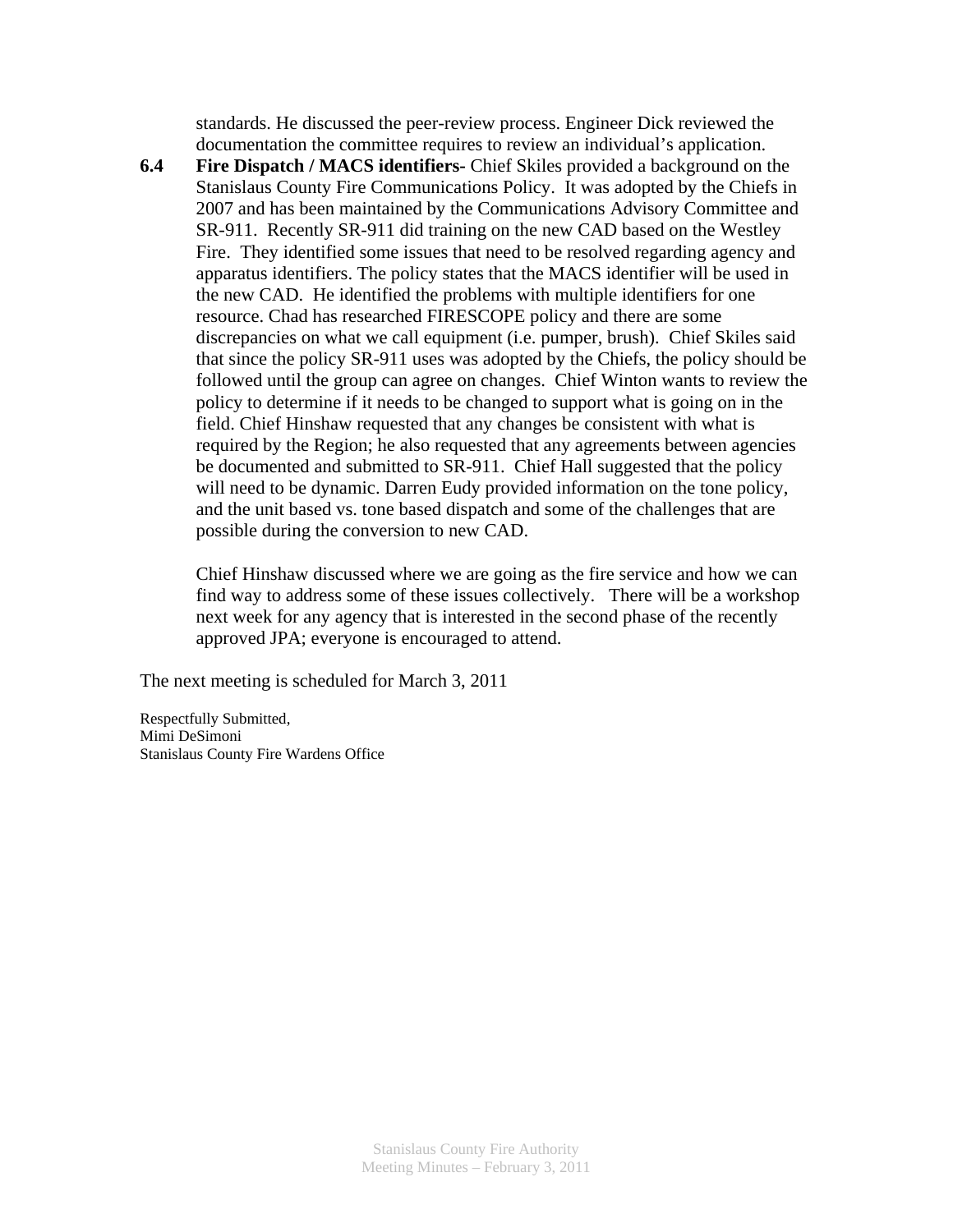standards. He discussed the peer-review process. Engineer Dick reviewed the documentation the committee requires to review an individual's application.

**6.4 Fire Dispatch / MACS identifiers-** Chief Skiles provided a background on the Stanislaus County Fire Communications Policy. It was adopted by the Chiefs in 2007 and has been maintained by the Communications Advisory Committee and SR-911. Recently SR-911 did training on the new CAD based on the Westley Fire. They identified some issues that need to be resolved regarding agency and apparatus identifiers. The policy states that the MACS identifier will be used in the new CAD. He identified the problems with multiple identifiers for one resource. Chad has researched FIRESCOPE policy and there are some discrepancies on what we call equipment (i.e. pumper, brush). Chief Skiles said that since the policy SR-911 uses was adopted by the Chiefs, the policy should be followed until the group can agree on changes. Chief Winton wants to review the policy to determine if it needs to be changed to support what is going on in the field. Chief Hinshaw requested that any changes be consistent with what is required by the Region; he also requested that any agreements between agencies be documented and submitted to SR-911. Chief Hall suggested that the policy will need to be dynamic. Darren Eudy provided information on the tone policy, and the unit based vs. tone based dispatch and some of the challenges that are possible during the conversion to new CAD.

Chief Hinshaw discussed where we are going as the fire service and how we can find way to address some of these issues collectively. There will be a workshop next week for any agency that is interested in the second phase of the recently approved JPA; everyone is encouraged to attend.

The next meeting is scheduled for March 3, 2011

Respectfully Submitted,
Mimi DeSimoni
Stanislaus County Fire Wardens Office